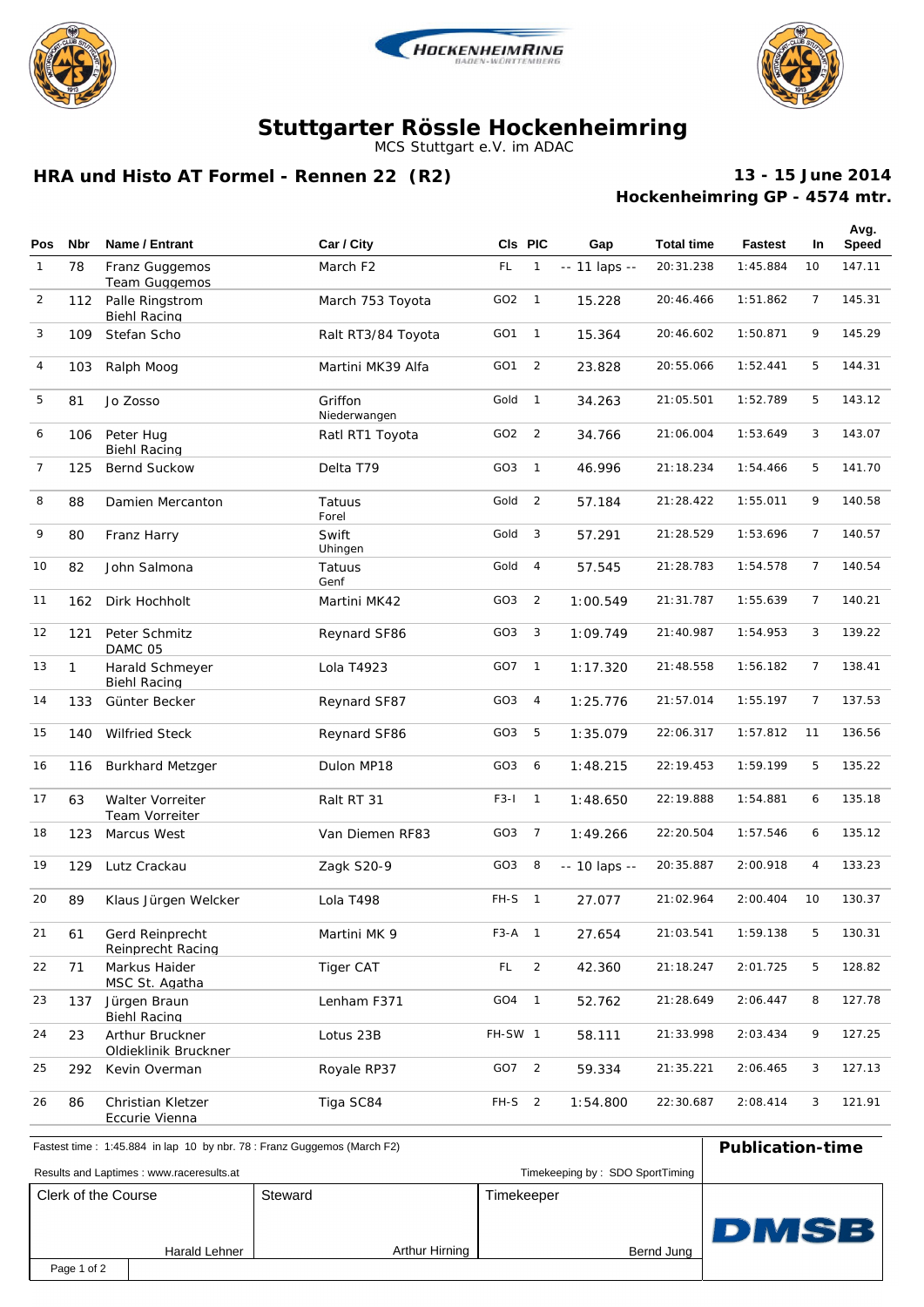# Stuttgarter Rössle Hockenheimring

MCS Stuttgart e.V. im ADAC

## HRA und Histo AT Formel - Rennen 22 (R2)

**13 - 15 June 2014**
**Hockenheimring GP - 4574 mtr.**

| Pos | Nbr | Name / Entrant | Car / City | Cls | PIC | Gap | Total time | Fastest | In | Avg. Speed |
|---|---|---|---|---|---|---|---|---|---|---|
| 1 | 78 | Franz Guggemos<br>Team Guggemos | March F2 | FL | 1 | -- 11 laps -- | 20:31.238 | 1:45.884 | 10 | 147.11 |
| 2 | 112 | Palle Ringstrom<br>Biehl Racing | March 753 Toyota | GO2 | 1 | 15.228 | 20:46.466 | 1:51.862 | 7 | 145.31 |
| 3 | 109 | Stefan Scho | Ralt RT3/84 Toyota | GO1 | 1 | 15.364 | 20:46.602 | 1:50.871 | 9 | 145.29 |
| 4 | 103 | Ralph Moog | Martini MK39 Alfa | GO1 | 2 | 23.828 | 20:55.066 | 1:52.441 | 5 | 144.31 |
| 5 | 81 | Jo Zosso | Griffon<br>Niederwangen | Gold | 1 | 34.263 | 21:05.501 | 1:52.789 | 5 | 143.12 |
| 6 | 106 | Peter Hug<br>Biehl Racing | Ratl RT1 Toyota | GO2 | 2 | 34.766 | 21:06.004 | 1:53.649 | 3 | 143.07 |
| 7 | 125 | Bernd Suckow | Delta T79 | GO3 | 1 | 46.996 | 21:18.234 | 1:54.466 | 5 | 141.70 |
| 8 | 88 | Damien Mercanton | Tatuus<br>Forel | Gold | 2 | 57.184 | 21:28.422 | 1:55.011 | 9 | 140.58 |
| 9 | 80 | Franz Harry | Swift<br>Uhingen | Gold | 3 | 57.291 | 21:28.529 | 1:53.696 | 7 | 140.57 |
| 10 | 82 | John Salmona | Tatuus<br>Genf | Gold | 4 | 57.545 | 21:28.783 | 1:54.578 | 7 | 140.54 |
| 11 | 162 | Dirk Hochholt | Martini MK42 | GO3 | 2 | 1:00.549 | 21:31.787 | 1:55.639 | 7 | 140.21 |
| 12 | 121 | Peter Schmitz<br>DAMC 05 | Reynard SF86 | GO3 | 3 | 1:09.749 | 21:40.987 | 1:54.953 | 3 | 139.22 |
| 13 | 1 | Harald Schmeyer<br>Biehl Racing | Lola T4923 | GO7 | 1 | 1:17.320 | 21:48.558 | 1:56.182 | 7 | 138.41 |
| 14 | 133 | Günter Becker | Reynard SF87 | GO3 | 4 | 1:25.776 | 21:57.014 | 1:55.197 | 7 | 137.53 |
| 15 | 140 | Wilfried Steck | Reynard SF86 | GO3 | 5 | 1:35.079 | 22:06.317 | 1:57.812 | 11 | 136.56 |
| 16 | 116 | Burkhard Metzger | Dulon MP18 | GO3 | 6 | 1:48.215 | 22:19.453 | 1:59.199 | 5 | 135.22 |
| 17 | 63 | Walter Vorreiter<br>Team Vorreiter | Ralt RT 31 | F3-I | 1 | 1:48.650 | 22:19.888 | 1:54.881 | 6 | 135.18 |
| 18 | 123 | Marcus West | Van Diemen RF83 | GO3 | 7 | 1:49.266 | 22:20.504 | 1:57.546 | 6 | 135.12 |
| 19 | 129 | Lutz Crackau | Zagk S20-9 | GO3 | 8 | -- 10 laps -- | 20:35.887 | 2:00.918 | 4 | 133.23 |
| 20 | 89 | Klaus Jürgen Welcker | Lola T498 | FH-S | 1 | 27.077 | 21:02.964 | 2:00.404 | 10 | 130.37 |
| 21 | 61 | Gerd Reinprecht<br>Reinprecht Racing | Martini MK 9 | F3-A | 1 | 27.654 | 21:03.541 | 1:59.138 | 5 | 130.31 |
| 22 | 71 | Markus Haider<br>MSC St. Agatha | Tiger CAT | FL | 2 | 42.360 | 21:18.247 | 2:01.725 | 5 | 128.82 |
| 23 | 137 | Jürgen Braun<br>Biehl Racing | Lenham F371 | GO4 | 1 | 52.762 | 21:28.649 | 2:06.447 | 8 | 127.78 |
| 24 | 23 | Arthur Bruckner<br>Oldieklinik Bruckner | Lotus 23B | FH-SW | 1 | 58.111 | 21:33.998 | 2:03.434 | 9 | 127.25 |
| 25 | 292 | Kevin Overman | Royale RP37 | GO7 | 2 | 59.334 | 21:35.221 | 2:06.465 | 3 | 127.13 |
| 26 | 86 | Christian Kletzer<br>Eccurie Vienna | Tiga SC84 | FH-S | 2 | 1:54.800 | 22:30.687 | 2:08.414 | 3 | 121.91 |

Fastest time : 1:45.884 in lap 10 by nbr. 78 : Franz Guggemos (March F2)

**Publication-time**

Results and Laptimes : www.raceresults.at

Timekeeping by : SDO SportTiming

| Clerk of the Course | Steward | Timekeeper |
|---|---|---|
| Harald Lehner | Arthur Hirning | Bernd Jung |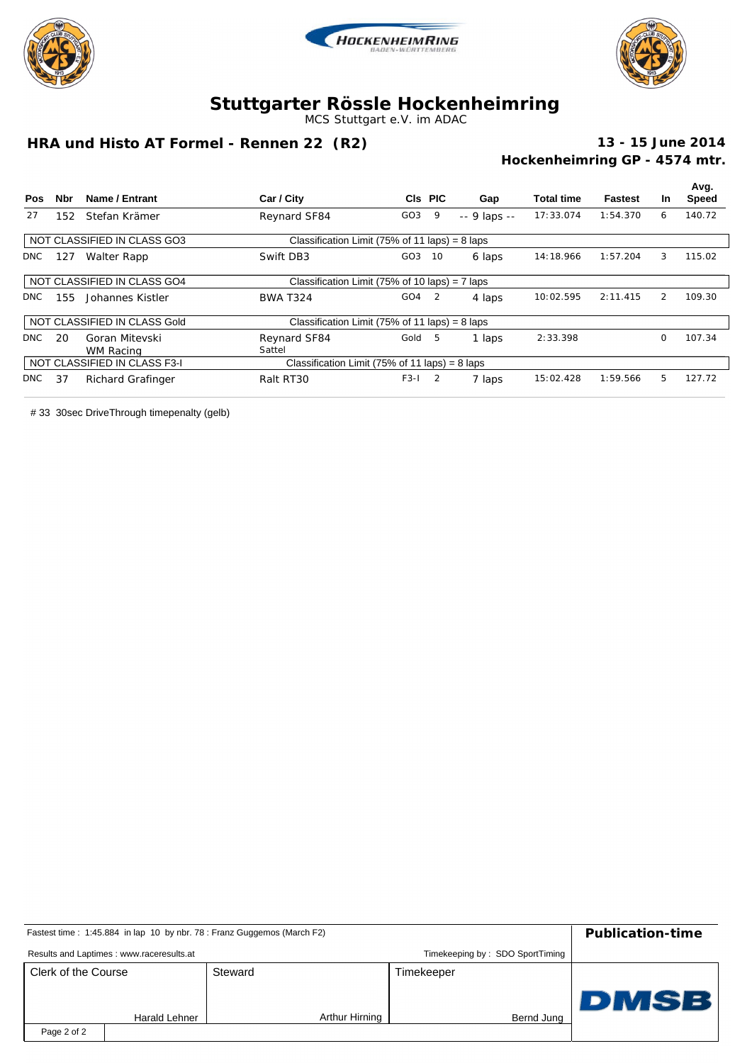# Stuttgarter Rössle Hockenheimring

MCS Stuttgart e.V. im ADAC

## HRA und Histo AT Formel - Rennen 22 (R2)

**13 - 15 June 2014**

**Hockenheimring GP - 4574 mtr.**

| Pos | Nbr | Name / Entrant | Car / City | Cls | PIC | Gap | Total time | Fastest | In | Avg. Speed |
|---|---|---|---|---|---|---|---|---|---|---|
| 27 | 152 | Stefan Krämer | Reynard SF84 | GO3 | 9 | -- 9 laps -- | 17:33.074 | 1:54.370 | 6 | 140.72 |
| NOT CLASSIFIED IN CLASS GO3 | | | Classification Limit (75% of 11 laps) = 8 laps | | | | | | | |
| DNC | 127 | Walter Rapp | Swift DB3 | GO3 | 10 | 6 laps | 14:18.966 | 1:57.204 | 3 | 115.02 |
| NOT CLASSIFIED IN CLASS GO4 | | | Classification Limit (75% of 10 laps) = 7 laps | | | | | | | |
| DNC | 155 | Johannes Kistler | BWA T324 | GO4 | 2 | 4 laps | 10:02.595 | 2:11.415 | 2 | 109.30 |
| NOT CLASSIFIED IN CLASS Gold | | | Classification Limit (75% of 11 laps) = 8 laps | | | | | | | |
| DNC | 20 | Goran Mitevski WM Racing | Reynard SF84 Sattel | Gold | 5 | 1 laps | 2:33.398 | | 0 | 107.34 |
| NOT CLASSIFIED IN CLASS F3-I | | | Classification Limit (75% of 11 laps) = 8 laps | | | | | | | |
| DNC | 37 | Richard Grafinger | Ralt RT30 | F3-I | 2 | 7 laps | 15:02.428 | 1:59.566 | 5 | 127.72 |

# 33 30sec DriveThrough timepenalty (gelb)

Fastest time : 1:45.884 in lap 10 by nbr. 78 : Franz Guggemos (March F2)

Results and Laptimes : www.raceresults.at

Timekeeping by : SDO SportTiming

**Publication-time**

| Clerk of the Course | Steward | Timekeeper |
|---|---|---|
| Harald Lehner | Arthur Hirning | Bernd Jung |

DMSB